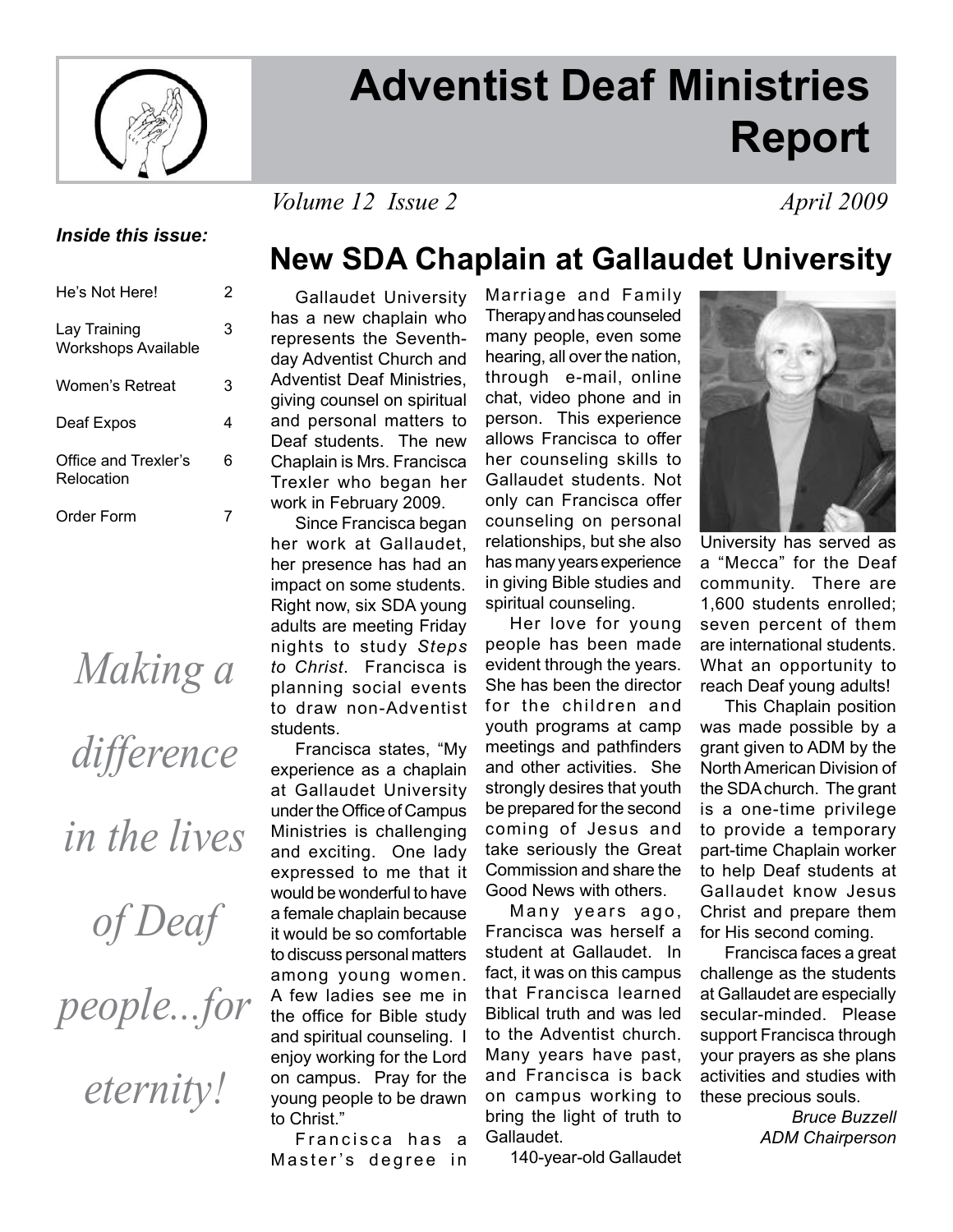# Adventist Deaf Ministries Report

*Volume 12 Issue 2* *April 2009*

***Inside this issue:***

| | |
|---|---|
| He's Not Here! | 2 |
| Lay Training Workshops Available | 3 |
| Women's Retreat | 3 |
| Deaf Expos | 4 |
| Office and Trexler's Relocation | 6 |
| Order Form | 7 |

*Making a difference in the lives of Deaf people...for eternity!*

## New SDA Chaplain at Gallaudet University

Gallaudet University has a new chaplain who represents the Seventh-day Adventist Church and Adventist Deaf Ministries, giving counsel on spiritual and personal matters to Deaf students. The new Chaplain is Mrs. Francisca Trexler who began her work in February 2009.

Since Francisca began her work at Gallaudet, her presence has had an impact on some students. Right now, six SDA young adults are meeting Friday nights to study *Steps to Christ*. Francisca is planning social events to draw non-Adventist students.

Francisca states, "My experience as a chaplain at Gallaudet University under the Office of Campus Ministries is challenging and exciting. One lady expressed to me that it would be wonderful to have a female chaplain because it would be so comfortable to discuss personal matters among young women. A few ladies see me in the office for Bible study and spiritual counseling. I enjoy working for the Lord on campus. Pray for the young people to be drawn to Christ."

Francisca has a Master's degree in Marriage and Family Therapy and has counseled many people, even some hearing, all over the nation, through e-mail, online chat, video phone and in person. This experience allows Francisca to offer her counseling skills to Gallaudet students. Not only can Francisca offer counseling on personal relationships, but she also has many years experience in giving Bible studies and spiritual counseling.

Her love for young people has been made evident through the years. She has been the director for the children and youth programs at camp meetings and pathfinders and other activities. She strongly desires that youth be prepared for the second coming of Jesus and take seriously the Great Commission and share the Good News with others.

Many years ago, Francisca was herself a student at Gallaudet. In fact, it was on this campus that Francisca learned Biblical truth and was led to the Adventist church. Many years have past, and Francisca is back on campus working to bring the light of truth to Gallaudet.

140-year-old Gallaudet University has served as a "Mecca" for the Deaf community. There are 1,600 students enrolled; seven percent of them are international students. What an opportunity to reach Deaf young adults!

This Chaplain position was made possible by a grant given to ADM by the North American Division of the SDA church. The grant is a one-time privilege to provide a temporary part-time Chaplain worker to help Deaf students at Gallaudet know Jesus Christ and prepare them for His second coming.

Francisca faces a great challenge as the students at Gallaudet are especially secular-minded. Please support Francisca through your prayers as she plans activities and studies with these precious souls.

*Bruce Buzzell*
*ADM Chairperson*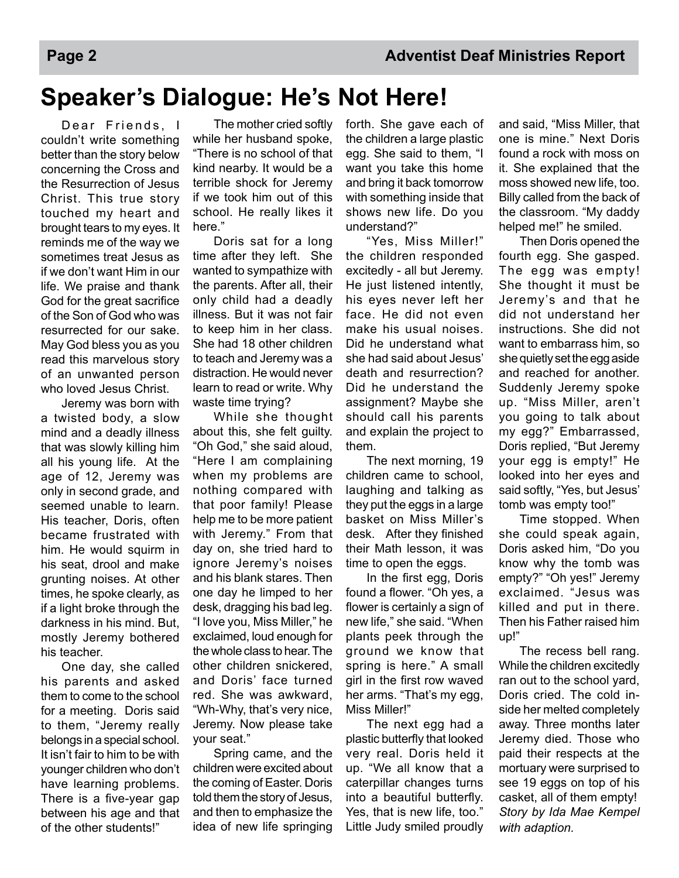# Speaker's Dialogue: He's Not Here!

Dear Friends, I couldn't write something better than the story below concerning the Cross and the Resurrection of Jesus Christ. This true story touched my heart and brought tears to my eyes. It reminds me of the way we sometimes treat Jesus as if we don't want Him in our life. We praise and thank God for the great sacrifice of the Son of God who was resurrected for our sake. May God bless you as you read this marvelous story of an unwanted person who loved Jesus Christ.

Jeremy was born with a twisted body, a slow mind and a deadly illness that was slowly killing him all his young life. At the age of 12, Jeremy was only in second grade, and seemed unable to learn. His teacher, Doris, often became frustrated with him. He would squirm in his seat, drool and make grunting noises. At other times, he spoke clearly, as if a light broke through the darkness in his mind. But, mostly Jeremy bothered his teacher.

One day, she called his parents and asked them to come to the school for a meeting. Doris said to them, "Jeremy really belongs in a special school. It isn't fair to him to be with younger children who don't have learning problems. There is a five-year gap between his age and that of the other students!"

The mother cried softly while her husband spoke, "There is no school of that kind nearby. It would be a terrible shock for Jeremy if we took him out of this school. He really likes it here."

Doris sat for a long time after they left. She wanted to sympathize with the parents. After all, their only child had a deadly illness. But it was not fair to keep him in her class. She had 18 other children to teach and Jeremy was a distraction. He would never learn to read or write. Why waste time trying?

While she thought about this, she felt guilty. "Oh God," she said aloud, "Here I am complaining when my problems are nothing compared with that poor family! Please help me to be more patient with Jeremy." From that day on, she tried hard to ignore Jeremy's noises and his blank stares. Then one day he limped to her desk, dragging his bad leg. "I love you, Miss Miller," he exclaimed, loud enough for the whole class to hear. The other children snickered, and Doris' face turned red. She was awkward, "Wh-Why, that's very nice, Jeremy. Now please take your seat."

Spring came, and the children were excited about the coming of Easter. Doris told them the story of Jesus, and then to emphasize the idea of new life springing forth. She gave each of the children a large plastic egg. She said to them, "I want you take this home and bring it back tomorrow with something inside that shows new life. Do you understand?"

"Yes, Miss Miller!" the children responded excitedly - all but Jeremy. He just listened intently, his eyes never left her face. He did not even make his usual noises. Did he understand what she had said about Jesus' death and resurrection? Did he understand the assignment? Maybe she should call his parents and explain the project to them.

The next morning, 19 children came to school, laughing and talking as they put the eggs in a large basket on Miss Miller's desk. After they finished their Math lesson, it was time to open the eggs.

In the first egg, Doris found a flower. "Oh yes, a flower is certainly a sign of new life," she said. "When plants peek through the ground we know that spring is here." A small girl in the first row waved her arms. "That's my egg, Miss Miller!"

The next egg had a plastic butterfly that looked very real. Doris held it up. "We all know that a caterpillar changes turns into a beautiful butterfly. Yes, that is new life, too." Little Judy smiled proudly and said, "Miss Miller, that one is mine." Next Doris found a rock with moss on it. She explained that the moss showed new life, too. Billy called from the back of the classroom. "My daddy helped me!" he smiled.

Then Doris opened the fourth egg. She gasped. The egg was empty! She thought it must be Jeremy's and that he did not understand her instructions. She did not want to embarrass him, so she quietly set the egg aside and reached for another. Suddenly Jeremy spoke up. "Miss Miller, aren't you going to talk about my egg?" Embarrassed, Doris replied, "But Jeremy your egg is empty!" He looked into her eyes and said softly, "Yes, but Jesus' tomb was empty too!"

Time stopped. When she could speak again, Doris asked him, "Do you know why the tomb was empty?" "Oh yes!" Jeremy exclaimed. "Jesus was killed and put in there. Then his Father raised him up!"

The recess bell rang. While the children excitedly ran out to the school yard, Doris cried. The cold inside her melted completely away. Three months later Jeremy died. Those who paid their respects at the mortuary were surprised to see 19 eggs on top of his casket, all of them empty!

*Story by Ida Mae Kempel with adaption.*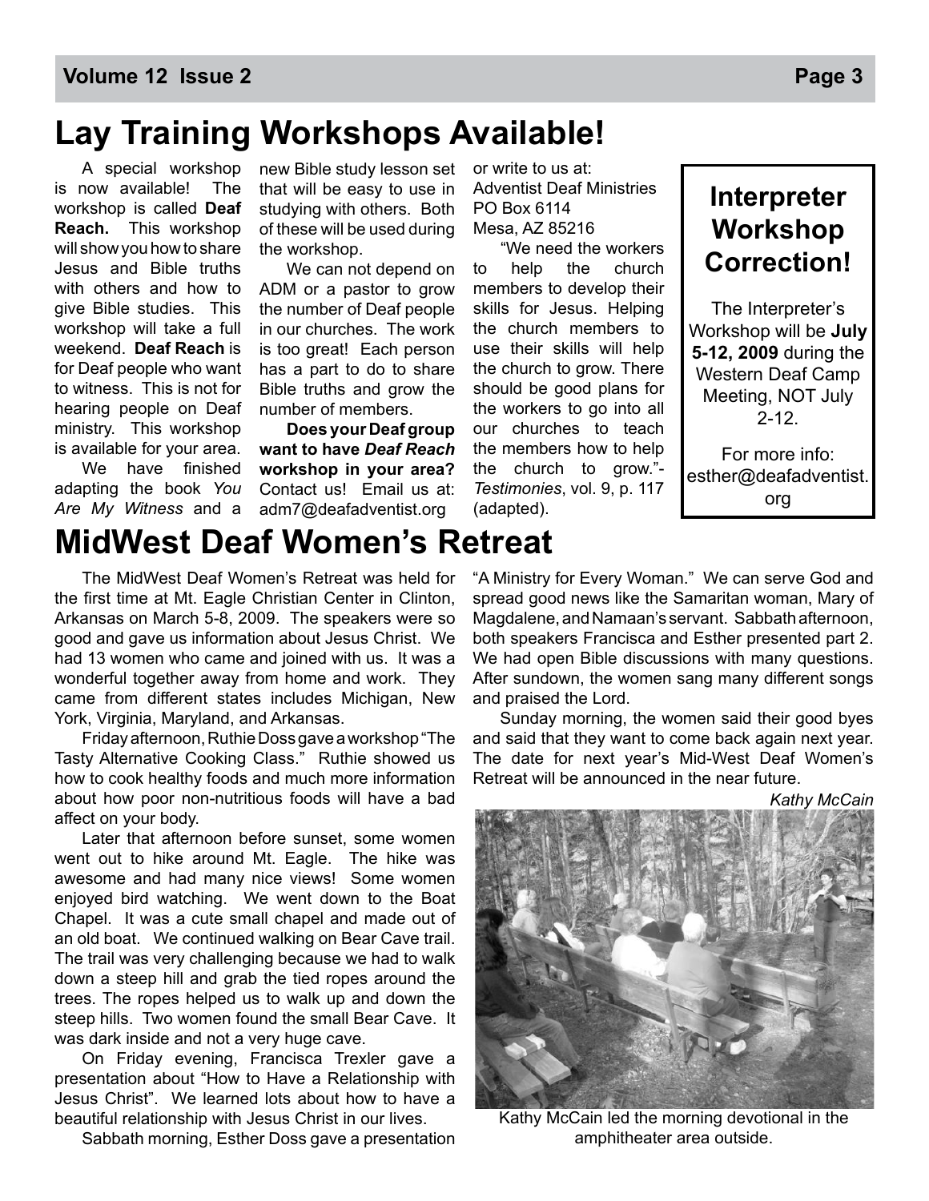# Lay Training Workshops Available!

A special workshop is now available! The workshop is called **Deaf Reach.** This workshop will show you how to share Jesus and Bible truths with others and how to give Bible studies. This workshop will take a full weekend. **Deaf Reach** is for Deaf people who want to witness. This is not for hearing people on Deaf ministry. This workshop is available for your area.

We have finished adapting the book *You Are My Witness* and a new Bible study lesson set that will be easy to use in studying with others. Both of these will be used during the workshop.

We can not depend on ADM or a pastor to grow the number of Deaf people in our churches. The work is too great! Each person has a part to do to share Bible truths and grow the number of members.

**Does your Deaf group want to have *Deaf Reach* workshop in your area?** Contact us! Email us at: adm7@deafadventist.org or write to us at:
Adventist Deaf Ministries
PO Box 6114
Mesa, AZ 85216

"We need the workers to help the church members to develop their skills for Jesus. Helping the church members to use their skills will help the church to grow. There should be good plans for the workers to go into all our churches to teach the members how to help the church to grow."- *Testimonies*, vol. 9, p. 117 (adapted).

## Interpreter Workshop Correction!

The Interpreter's Workshop will be **July 5-12, 2009** during the Western Deaf Camp Meeting, NOT July 2-12.

For more info: esther@deafadventist.org

# MidWest Deaf Women's Retreat

The MidWest Deaf Women's Retreat was held for the first time at Mt. Eagle Christian Center in Clinton, Arkansas on March 5-8, 2009. The speakers were so good and gave us information about Jesus Christ. We had 13 women who came and joined with us. It was a wonderful together away from home and work. They came from different states includes Michigan, New York, Virginia, Maryland, and Arkansas.

Friday afternoon, Ruthie Doss gave a workshop "The Tasty Alternative Cooking Class." Ruthie showed us how to cook healthy foods and much more information about how poor non-nutritious foods will have a bad affect on your body.

Later that afternoon before sunset, some women went out to hike around Mt. Eagle. The hike was awesome and had many nice views! Some women enjoyed bird watching. We went down to the Boat Chapel. It was a cute small chapel and made out of an old boat. We continued walking on Bear Cave trail. The trail was very challenging because we had to walk down a steep hill and grab the tied ropes around the trees. The ropes helped us to walk up and down the steep hills. Two women found the small Bear Cave. It was dark inside and not a very huge cave.

On Friday evening, Francisca Trexler gave a presentation about "How to Have a Relationship with Jesus Christ". We learned lots about how to have a beautiful relationship with Jesus Christ in our lives.

Sabbath morning, Esther Doss gave a presentation "A Ministry for Every Woman." We can serve God and spread good news like the Samaritan woman, Mary of Magdalene, and Namaan's servant. Sabbath afternoon, both speakers Francisca and Esther presented part 2. We had open Bible discussions with many questions. After sundown, the women sang many different songs and praised the Lord.

Sunday morning, the women said their good byes and said that they want to come back again next year. The date for next year's Mid-West Deaf Women's Retreat will be announced in the near future.

*Kathy McCain*

Kathy McCain led the morning devotional in the amphitheater area outside.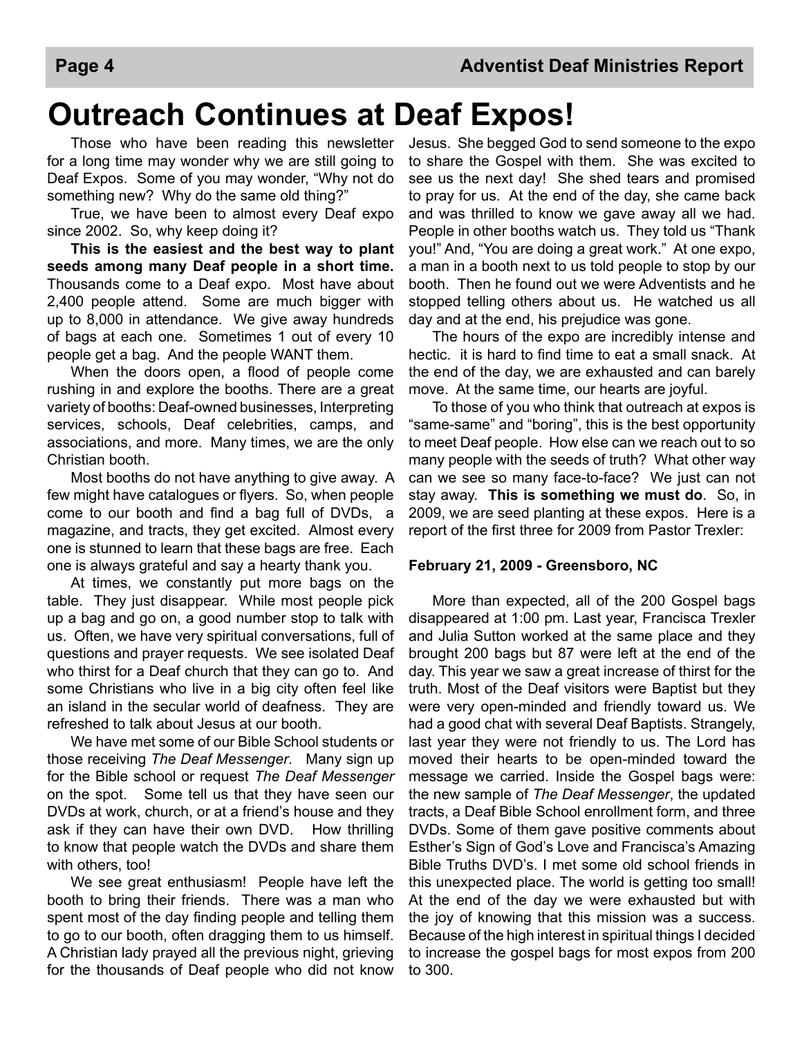# Outreach Continues at Deaf Expos!

Those who have been reading this newsletter for a long time may wonder why we are still going to Deaf Expos. Some of you may wonder, "Why not do something new? Why do the same old thing?"

True, we have been to almost every Deaf expo since 2002. So, why keep doing it?

**This is the easiest and the best way to plant seeds among many Deaf people in a short time.** Thousands come to a Deaf expo. Most have about 2,400 people attend. Some are much bigger with up to 8,000 in attendance. We give away hundreds of bags at each one. Sometimes 1 out of every 10 people get a bag. And the people WANT them.

When the doors open, a flood of people come rushing in and explore the booths. There are a great variety of booths: Deaf-owned businesses, Interpreting services, schools, Deaf celebrities, camps, and associations, and more. Many times, we are the only Christian booth.

Most booths do not have anything to give away. A few might have catalogues or flyers. So, when people come to our booth and find a bag full of DVDs, a magazine, and tracts, they get excited. Almost every one is stunned to learn that these bags are free. Each one is always grateful and say a hearty thank you.

At times, we constantly put more bags on the table. They just disappear. While most people pick up a bag and go on, a good number stop to talk with us. Often, we have very spiritual conversations, full of questions and prayer requests. We see isolated Deaf who thirst for a Deaf church that they can go to. And some Christians who live in a big city often feel like an island in the secular world of deafness. They are refreshed to talk about Jesus at our booth.

We have met some of our Bible School students or those receiving *The Deaf Messenger*. Many sign up for the Bible school or request *The Deaf Messenger* on the spot. Some tell us that they have seen our DVDs at work, church, or at a friend's house and they ask if they can have their own DVD. How thrilling to know that people watch the DVDs and share them with others, too!

We see great enthusiasm! People have left the booth to bring their friends. There was a man who spent most of the day finding people and telling them to go to our booth, often dragging them to us himself. A Christian lady prayed all the previous night, grieving for the thousands of Deaf people who did not know Jesus. She begged God to send someone to the expo to share the Gospel with them. She was excited to see us the next day! She shed tears and promised to pray for us. At the end of the day, she came back and was thrilled to know we gave away all we had. People in other booths watch us. They told us "Thank you!" And, "You are doing a great work." At one expo, a man in a booth next to us told people to stop by our booth. Then he found out we were Adventists and he stopped telling others about us. He watched us all day and at the end, his prejudice was gone.

The hours of the expo are incredibly intense and hectic. it is hard to find time to eat a small snack. At the end of the day, we are exhausted and can barely move. At the same time, our hearts are joyful.

To those of you who think that outreach at expos is "same-same" and "boring", this is the best opportunity to meet Deaf people. How else can we reach out to so many people with the seeds of truth? What other way can we see so many face-to-face? We just can not stay away. **This is something we must do**. So, in 2009, we are seed planting at these expos. Here is a report of the first three for 2009 from Pastor Trexler:

**February 21, 2009 - Greensboro, NC**

More than expected, all of the 200 Gospel bags disappeared at 1:00 pm. Last year, Francisca Trexler and Julia Sutton worked at the same place and they brought 200 bags but 87 were left at the end of the day. This year we saw a great increase of thirst for the truth. Most of the Deaf visitors were Baptist but they were very open-minded and friendly toward us. We had a good chat with several Deaf Baptists. Strangely, last year they were not friendly to us. The Lord has moved their hearts to be open-minded toward the message we carried. Inside the Gospel bags were: the new sample of *The Deaf Messenger*, the updated tracts, a Deaf Bible School enrollment form, and three DVDs. Some of them gave positive comments about Esther's Sign of God's Love and Francisca's Amazing Bible Truths DVD's. I met some old school friends in this unexpected place. The world is getting too small! At the end of the day we were exhausted but with the joy of knowing that this mission was a success. Because of the high interest in spiritual things I decided to increase the gospel bags for most expos from 200 to 300.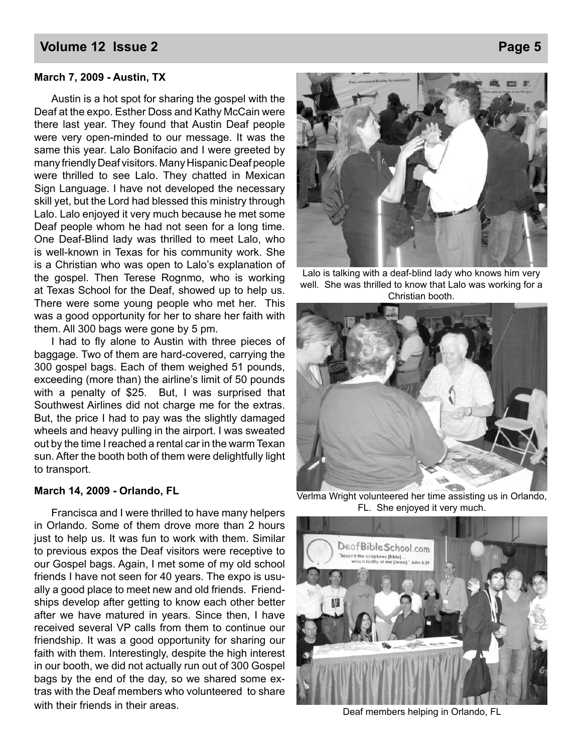### March 7, 2009 - Austin, TX

Austin is a hot spot for sharing the gospel with the Deaf at the expo. Esther Doss and Kathy McCain were there last year. They found that Austin Deaf people were very open-minded to our message. It was the same this year. Lalo Bonifacio and I were greeted by many friendly Deaf visitors. Many Hispanic Deaf people were thrilled to see Lalo. They chatted in Mexican Sign Language. I have not developed the necessary skill yet, but the Lord had blessed this ministry through Lalo. Lalo enjoyed it very much because he met some Deaf people whom he had not seen for a long time. One Deaf-Blind lady was thrilled to meet Lalo, who is well-known in Texas for his community work. She is a Christian who was open to Lalo's explanation of the gospel. Then Terese Rognmo, who is working at Texas School for the Deaf, showed up to help us. There were some young people who met her. This was a good opportunity for her to share her faith with them. All 300 bags were gone by 5 pm.

I had to fly alone to Austin with three pieces of baggage. Two of them are hard-covered, carrying the 300 gospel bags. Each of them weighed 51 pounds, exceeding (more than) the airline's limit of 50 pounds with a penalty of $25. But, I was surprised that Southwest Airlines did not charge me for the extras. But, the price I had to pay was the slightly damaged wheels and heavy pulling in the airport. I was sweated out by the time I reached a rental car in the warm Texan sun. After the booth both of them were delightfully light to transport.

### March 14, 2009 - Orlando, FL

Francisca and I were thrilled to have many helpers in Orlando. Some of them drove more than 2 hours just to help us. It was fun to work with them. Similar to previous expos the Deaf visitors were receptive to our Gospel bags. Again, I met some of my old school friends I have not seen for 40 years. The expo is usually a good place to meet new and old friends. Friendships develop after getting to know each other better after we have matured in years. Since then, I have received several VP calls from them to continue our friendship. It was a good opportunity for sharing our faith with them. Interestingly, despite the high interest in our booth, we did not actually run out of 300 Gospel bags by the end of the day, so we shared some extras with the Deaf members who volunteered to share with their friends in their areas.

Lalo is talking with a deaf-blind lady who knows him very well. She was thrilled to know that Lalo was working for a Christian booth.

Verlma Wright volunteered her time assisting us in Orlando, FL. She enjoyed it very much.

Deaf members helping in Orlando, FL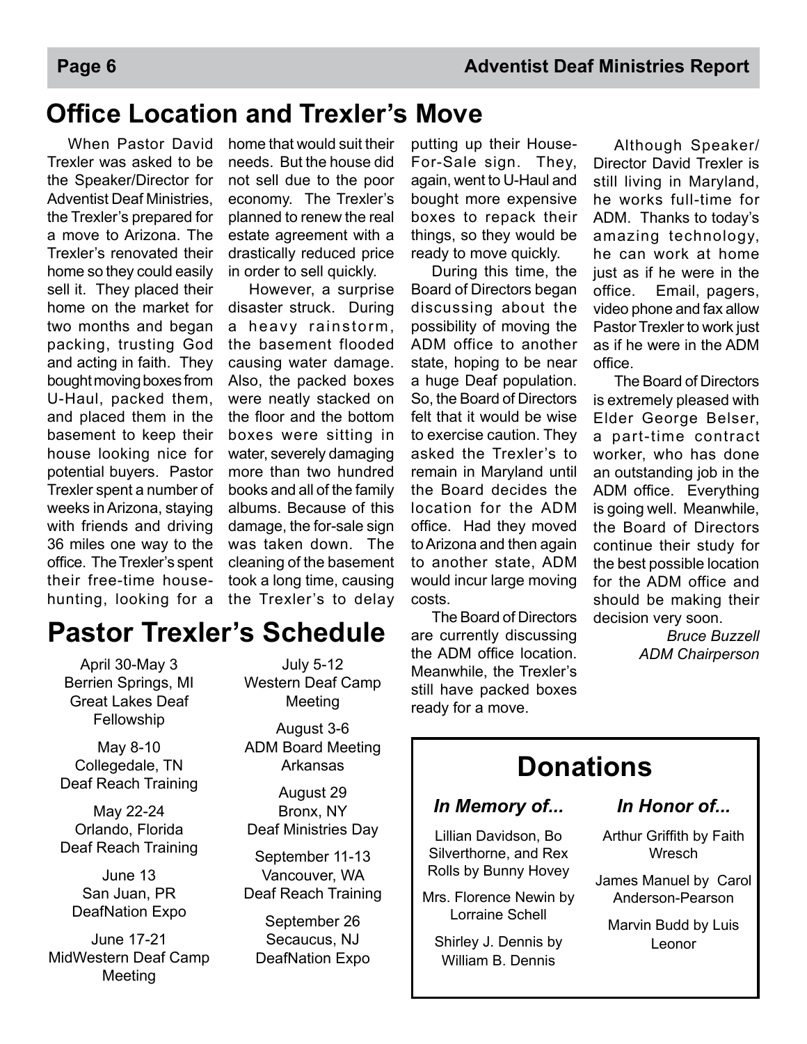## Office Location and Trexler's Move

When Pastor David Trexler was asked to be the Speaker/Director for Adventist Deaf Ministries, the Trexler's prepared for a move to Arizona. The Trexler's renovated their home so they could easily sell it. They placed their home on the market for two months and began packing, trusting God and acting in faith. They bought moving boxes from U-Haul, packed them, and placed them in the basement to keep their house looking nice for potential buyers. Pastor Trexler spent a number of weeks in Arizona, staying with friends and driving 36 miles one way to the office. The Trexler's spent their free-time house-hunting, looking for a home that would suit their needs. But the house did not sell due to the poor economy. The Trexler's planned to renew the real estate agreement with a drastically reduced price in order to sell quickly.

However, a surprise disaster struck. During a heavy rainstorm, the basement flooded causing water damage. Also, the packed boxes were neatly stacked on the floor and the bottom boxes were sitting in water, severely damaging more than two hundred books and all of the family albums. Because of this damage, the for-sale sign was taken down. The cleaning of the basement took a long time, causing the Trexler's to delay putting up their House-For-Sale sign. They, again, went to U-Haul and bought more expensive boxes to repack their things, so they would be ready to move quickly.

During this time, the Board of Directors began discussing about the possibility of moving the ADM office to another state, hoping to be near a huge Deaf population. So, the Board of Directors felt that it would be wise to exercise caution. They asked the Trexler's to remain in Maryland until the Board decides the location for the ADM office. Had they moved to Arizona and then again to another state, ADM would incur large moving costs.

The Board of Directors are currently discussing the ADM office location. Meanwhile, the Trexler's still have packed boxes ready for a move.

Although Speaker/Director David Trexler is still living in Maryland, he works full-time for ADM. Thanks to today's amazing technology, he can work at home just as if he were in the office. Email, pagers, video phone and fax allow Pastor Trexler to work just as if he were in the ADM office.

The Board of Directors is extremely pleased with Elder George Belser, a part-time contract worker, who has done an outstanding job in the ADM office. Everything is going well. Meanwhile, the Board of Directors continue their study for the best possible location for the ADM office and should be making their decision very soon.

*Bruce Buzzell*
*ADM Chairperson*

## Pastor Trexler's Schedule

April 30-May 3
Berrien Springs, MI
Great Lakes Deaf Fellowship

May 8-10
Collegedale, TN
Deaf Reach Training

May 22-24
Orlando, Florida
Deaf Reach Training

June 13
San Juan, PR
DeafNation Expo

June 17-21
MidWestern Deaf Camp Meeting

July 5-12
Western Deaf Camp Meeting

August 3-6
ADM Board Meeting
Arkansas

August 29
Bronx, NY
Deaf Ministries Day

September 11-13
Vancouver, WA
Deaf Reach Training

September 26
Secaucus, NJ
DeafNation Expo

## Donations

### *In Memory of...*

Lillian Davidson, Bo Silverthorne, and Rex Rolls by Bunny Hovey

Mrs. Florence Newin by Lorraine Schell

Shirley J. Dennis by William B. Dennis

### *In Honor of...*

Arthur Griffith by Faith Wresch

James Manuel by Carol Anderson-Pearson

Marvin Budd by Luis Leonor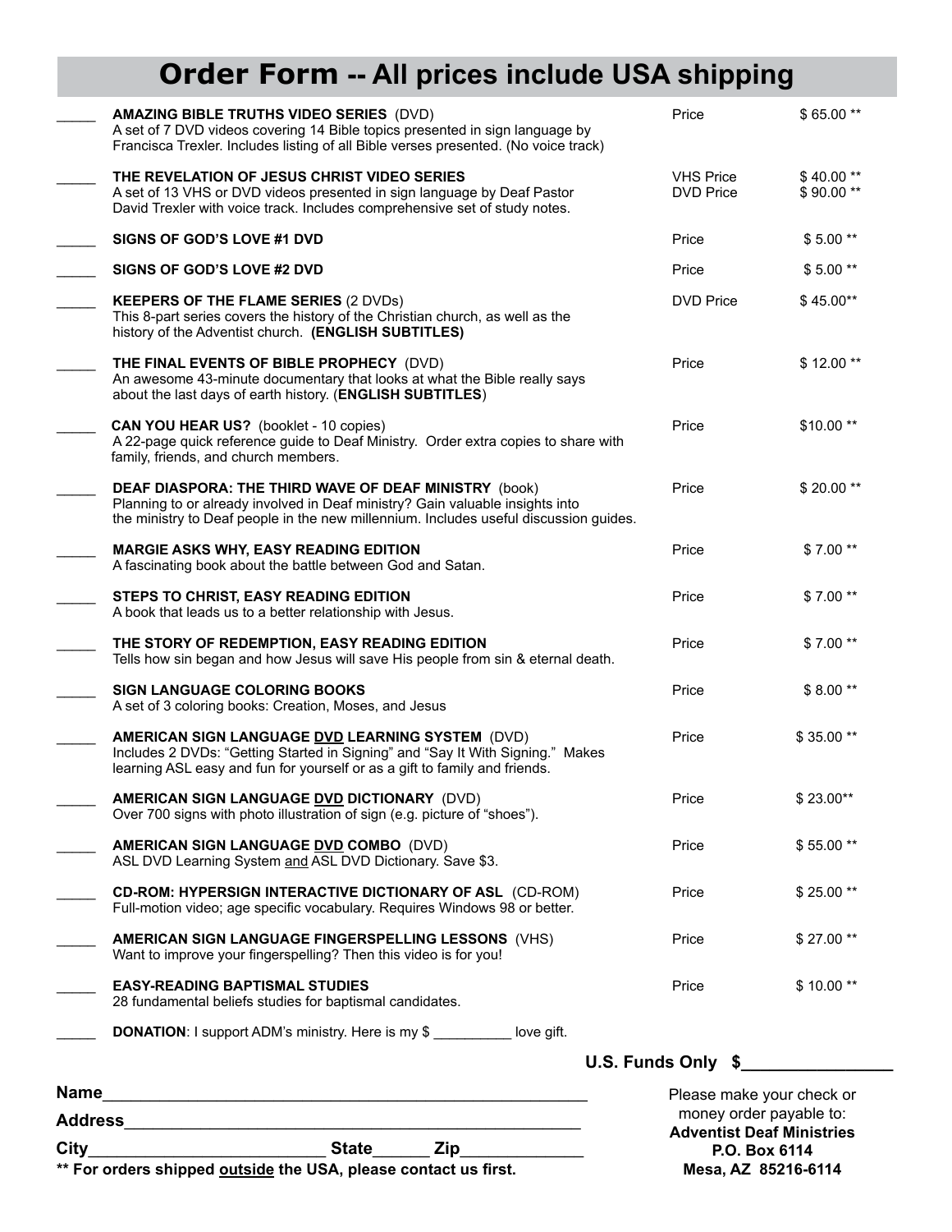# Order Form -- All prices include USA shipping

| Qty | Item | | Price |
|---|---|---|---|
| _____ | **AMAZING BIBLE TRUTHS VIDEO SERIES** (DVD)<br>A set of 7 DVD videos covering 14 Bible topics presented in sign language by Francisca Trexler. Includes listing of all Bible verses presented. (No voice track) | Price | $ 65.00 ** |
| _____ | **THE REVELATION OF JESUS CHRIST VIDEO SERIES**<br>A set of 13 VHS or DVD videos presented in sign language by Deaf Pastor David Trexler with voice track. Includes comprehensive set of study notes. | VHS Price<br>DVD Price | $ 40.00 **<br>$ 90.00 ** |
| _____ | **SIGNS OF GOD'S LOVE #1 DVD** | Price | $ 5.00 ** |
| _____ | **SIGNS OF GOD'S LOVE #2 DVD** | Price | $ 5.00 ** |
| _____ | **KEEPERS OF THE FLAME SERIES** (2 DVDs)<br>This 8-part series covers the history of the Christian church, as well as the history of the Adventist church. **(ENGLISH SUBTITLES)** | DVD Price | $ 45.00** |
| _____ | **THE FINAL EVENTS OF BIBLE PROPHECY** (DVD)<br>An awesome 43-minute documentary that looks at what the Bible really says about the last days of earth history. (**ENGLISH SUBTITLES**) | Price | $ 12.00 ** |
| _____ | **CAN YOU HEAR US?** (booklet - 10 copies)<br>A 22-page quick reference guide to Deaf Ministry. Order extra copies to share with family, friends, and church members. | Price | $10.00 ** |
| _____ | **DEAF DIASPORA: THE THIRD WAVE OF DEAF MINISTRY** (book)<br>Planning to or already involved in Deaf ministry? Gain valuable insights into the ministry to Deaf people in the new millennium. Includes useful discussion guides. | Price | $ 20.00 ** |
| _____ | **MARGIE ASKS WHY, EASY READING EDITION**<br>A fascinating book about the battle between God and Satan. | Price | $ 7.00 ** |
| _____ | **STEPS TO CHRIST, EASY READING EDITION**<br>A book that leads us to a better relationship with Jesus. | Price | $ 7.00 ** |
| _____ | **THE STORY OF REDEMPTION, EASY READING EDITION**<br>Tells how sin began and how Jesus will save His people from sin & eternal death. | Price | $ 7.00 ** |
| _____ | **SIGN LANGUAGE COLORING BOOKS**<br>A set of 3 coloring books: Creation, Moses, and Jesus | Price | $ 8.00 ** |
| _____ | **AMERICAN SIGN LANGUAGE DVD LEARNING SYSTEM** (DVD)<br>Includes 2 DVDs: "Getting Started in Signing" and "Say It With Signing." Makes learning ASL easy and fun for yourself or as a gift to family and friends. | Price | $ 35.00 ** |
| _____ | **AMERICAN SIGN LANGUAGE DVD DICTIONARY** (DVD)<br>Over 700 signs with photo illustration of sign (e.g. picture of "shoes"). | Price | $ 23.00** |
| _____ | **AMERICAN SIGN LANGUAGE DVD COMBO** (DVD)<br>ASL DVD Learning System and ASL DVD Dictionary. Save $3. | Price | $ 55.00 ** |
| _____ | **CD-ROM: HYPERSIGN INTERACTIVE DICTIONARY OF ASL** (CD-ROM)<br>Full-motion video; age specific vocabulary. Requires Windows 98 or better. | Price | $ 25.00 ** |
| _____ | **AMERICAN SIGN LANGUAGE FINGERSPELLING LESSONS** (VHS)<br>Want to improve your fingerspelling? Then this video is for you! | Price | $ 27.00 ** |
| _____ | **EASY-READING BAPTISMAL STUDIES**<br>28 fundamental beliefs studies for baptismal candidates. | Price | $ 10.00 ** |
| _____ | **DONATION**: I support ADM's ministry. Here is my $ __________ love gift. | | |

**U.S. Funds Only $________________**

**Name**_____________________________________________________

**Address**__________________________________________________

**City**_________________________ **State**______ **Zip**_____________

**** For orders shipped outside the USA, please contact us first.**

Please make your check or money order payable to:
**Adventist Deaf Ministries**
**P.O. Box 6114**
**Mesa, AZ 85216-6114**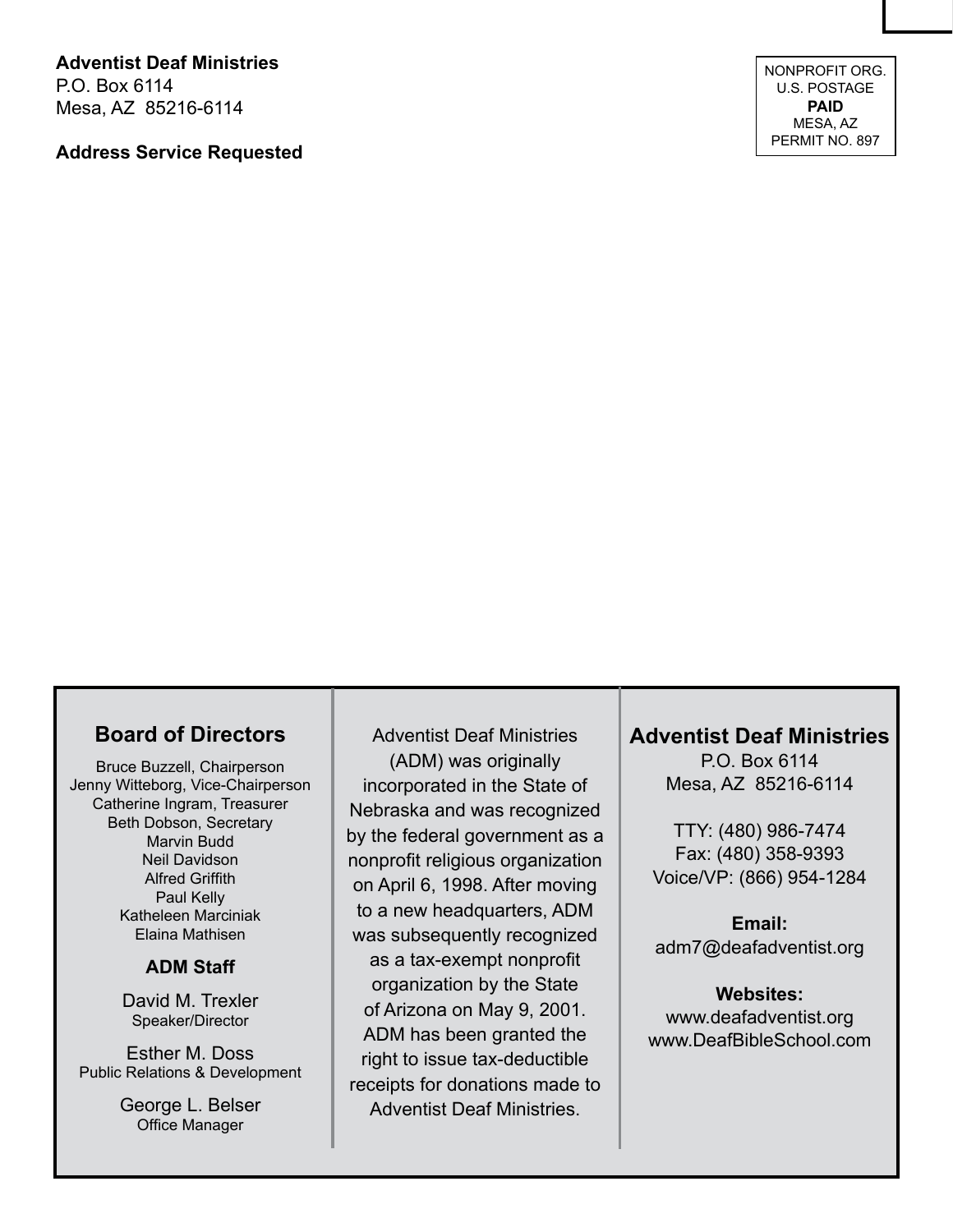**Adventist Deaf Ministries**
P.O. Box 6114
Mesa, AZ 85216-6114

**Address Service Requested**

NONPROFIT ORG.
U.S. POSTAGE
**PAID**
MESA, AZ
PERMIT NO. 897

## Board of Directors

Bruce Buzzell, Chairperson
Jenny Witteborg, Vice-Chairperson
Catherine Ingram, Treasurer
Beth Dobson, Secretary
Marvin Budd
Neil Davidson
Alfred Griffith
Paul Kelly
Katheleen Marciniak
Elaina Mathisen

### ADM Staff

David M. Trexler
Speaker/Director

Esther M. Doss
Public Relations & Development

George L. Belser
Office Manager

Adventist Deaf Ministries (ADM) was originally incorporated in the State of Nebraska and was recognized by the federal government as a nonprofit religious organization on April 6, 1998. After moving to a new headquarters, ADM was subsequently recognized as a tax-exempt nonprofit organization by the State of Arizona on May 9, 2001. ADM has been granted the right to issue tax-deductible receipts for donations made to Adventist Deaf Ministries.

## Adventist Deaf Ministries

P.O. Box 6114
Mesa, AZ 85216-6114

TTY: (480) 986-7474
Fax: (480) 358-9393
Voice/VP: (866) 954-1284

**Email:**
adm7@deafadventist.org

**Websites:**
www.deafadventist.org
www.DeafBibleSchool.com